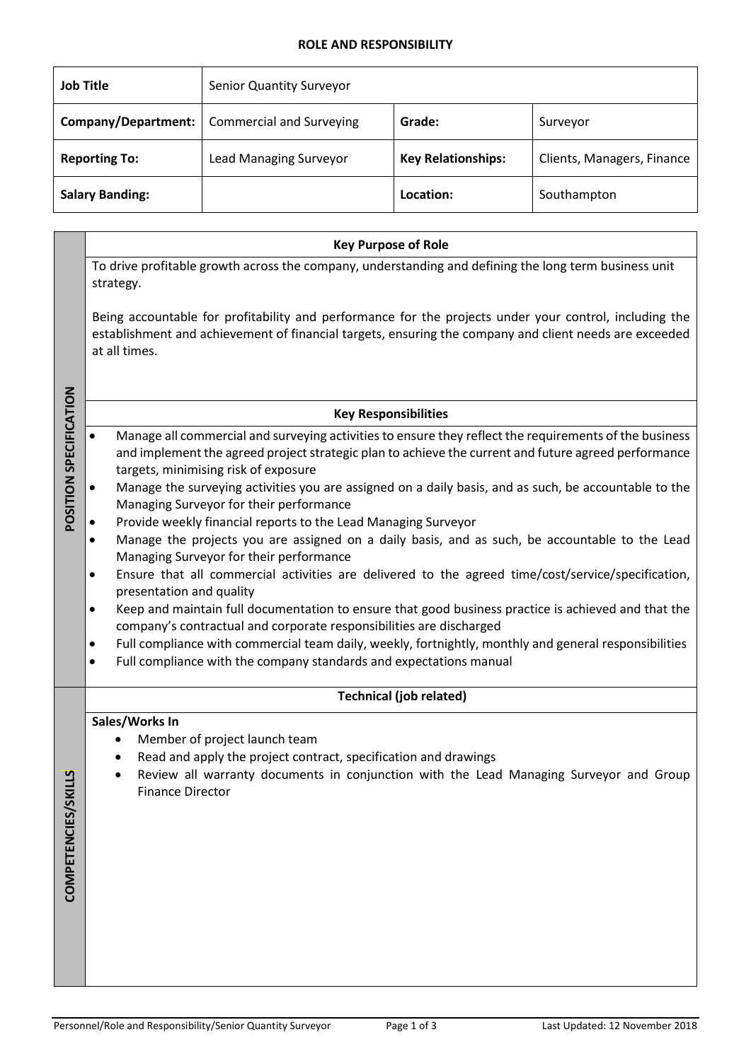## ROLE AND RESPONSIBILITY

| **Job Title** | Senior Quantity Surveyor | | |
|---|---|---|---|
| **Company/Department:** | Commercial and Surveying | **Grade:** | Surveyor |
| **Reporting To:** | Lead Managing Surveyor | **Key Relationships:** | Clients, Managers, Finance |
| **Salary Banding:** | | **Location:** | Southampton |

## POSITION SPECIFICATION

### Key Purpose of Role

To drive profitable growth across the company, understanding and defining the long term business unit strategy.

Being accountable for profitability and performance for the projects under your control, including the establishment and achievement of financial targets, ensuring the company and client needs are exceeded at all times.

### Key Responsibilities

- Manage all commercial and surveying activities to ensure they reflect the requirements of the business and implement the agreed project strategic plan to achieve the current and future agreed performance targets, minimising risk of exposure
- Manage the surveying activities you are assigned on a daily basis, and as such, be accountable to the Managing Surveyor for their performance
- Provide weekly financial reports to the Lead Managing Surveyor
- Manage the projects you are assigned on a daily basis, and as such, be accountable to the Lead Managing Surveyor for their performance
- Ensure that all commercial activities are delivered to the agreed time/cost/service/specification, presentation and quality
- Keep and maintain full documentation to ensure that good business practice is achieved and that the company's contractual and corporate responsibilities are discharged
- Full compliance with commercial team daily, weekly, fortnightly, monthly and general responsibilities
- Full compliance with the company standards and expectations manual

## COMPETENCIES/SKILLS

### Technical (job related)

**Sales/Works In**

- Member of project launch team
- Read and apply the project contract, specification and drawings
- Review all warranty documents in conjunction with the Lead Managing Surveyor and Group Finance Director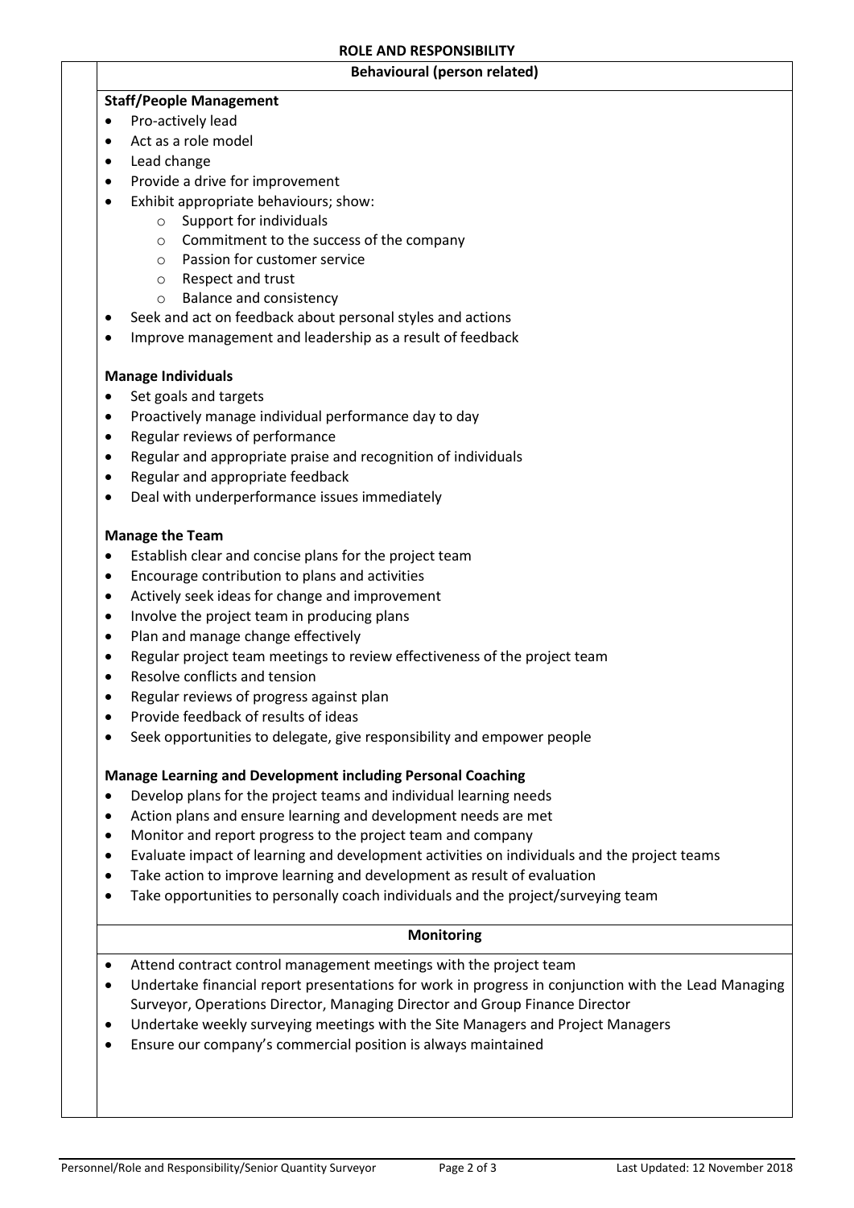## ROLE AND RESPONSIBILITY

### Behavioural (person related)

**Staff/People Management**

- Pro-actively lead
- Act as a role model
- Lead change
- Provide a drive for improvement
- Exhibit appropriate behaviours; show:
  - Support for individuals
  - Commitment to the success of the company
  - Passion for customer service
  - Respect and trust
  - Balance and consistency
- Seek and act on feedback about personal styles and actions
- Improve management and leadership as a result of feedback

**Manage Individuals**

- Set goals and targets
- Proactively manage individual performance day to day
- Regular reviews of performance
- Regular and appropriate praise and recognition of individuals
- Regular and appropriate feedback
- Deal with underperformance issues immediately

**Manage the Team**

- Establish clear and concise plans for the project team
- Encourage contribution to plans and activities
- Actively seek ideas for change and improvement
- Involve the project team in producing plans
- Plan and manage change effectively
- Regular project team meetings to review effectiveness of the project team
- Resolve conflicts and tension
- Regular reviews of progress against plan
- Provide feedback of results of ideas
- Seek opportunities to delegate, give responsibility and empower people

**Manage Learning and Development including Personal Coaching**

- Develop plans for the project teams and individual learning needs
- Action plans and ensure learning and development needs are met
- Monitor and report progress to the project team and company
- Evaluate impact of learning and development activities on individuals and the project teams
- Take action to improve learning and development as result of evaluation
- Take opportunities to personally coach individuals and the project/surveying team

### Monitoring

- Attend contract control management meetings with the project team
- Undertake financial report presentations for work in progress in conjunction with the Lead Managing Surveyor, Operations Director, Managing Director and Group Finance Director
- Undertake weekly surveying meetings with the Site Managers and Project Managers
- Ensure our company's commercial position is always maintained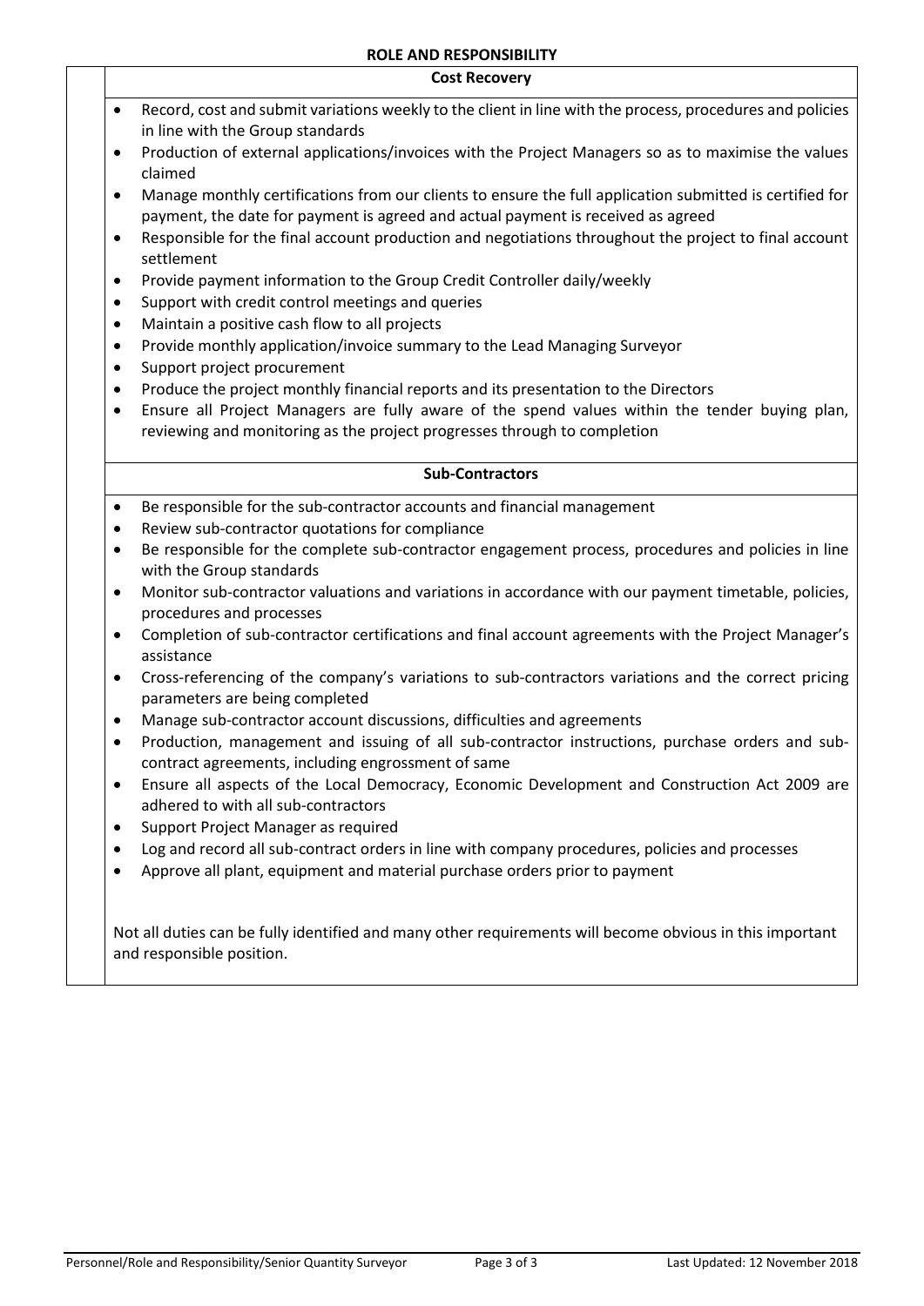## ROLE AND RESPONSIBILITY

### Cost Recovery

- Record, cost and submit variations weekly to the client in line with the process, procedures and policies in line with the Group standards
- Production of external applications/invoices with the Project Managers so as to maximise the values claimed
- Manage monthly certifications from our clients to ensure the full application submitted is certified for payment, the date for payment is agreed and actual payment is received as agreed
- Responsible for the final account production and negotiations throughout the project to final account settlement
- Provide payment information to the Group Credit Controller daily/weekly
- Support with credit control meetings and queries
- Maintain a positive cash flow to all projects
- Provide monthly application/invoice summary to the Lead Managing Surveyor
- Support project procurement
- Produce the project monthly financial reports and its presentation to the Directors
- Ensure all Project Managers are fully aware of the spend values within the tender buying plan, reviewing and monitoring as the project progresses through to completion

### Sub-Contractors

- Be responsible for the sub-contractor accounts and financial management
- Review sub-contractor quotations for compliance
- Be responsible for the complete sub-contractor engagement process, procedures and policies in line with the Group standards
- Monitor sub-contractor valuations and variations in accordance with our payment timetable, policies, procedures and processes
- Completion of sub-contractor certifications and final account agreements with the Project Manager's assistance
- Cross-referencing of the company's variations to sub-contractors variations and the correct pricing parameters are being completed
- Manage sub-contractor account discussions, difficulties and agreements
- Production, management and issuing of all sub-contractor instructions, purchase orders and sub-contract agreements, including engrossment of same
- Ensure all aspects of the Local Democracy, Economic Development and Construction Act 2009 are adhered to with all sub-contractors
- Support Project Manager as required
- Log and record all sub-contract orders in line with company procedures, policies and processes
- Approve all plant, equipment and material purchase orders prior to payment

Not all duties can be fully identified and many other requirements will become obvious in this important and responsible position.